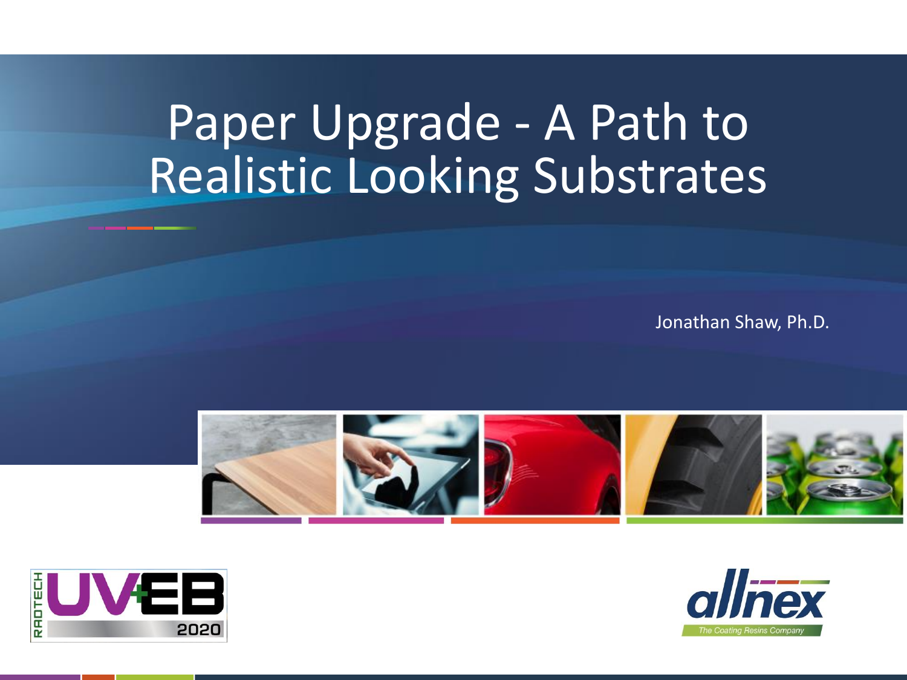# Paper Upgrade - A Path to Realistic Looking Substrates

Jonathan Shaw, Ph.D.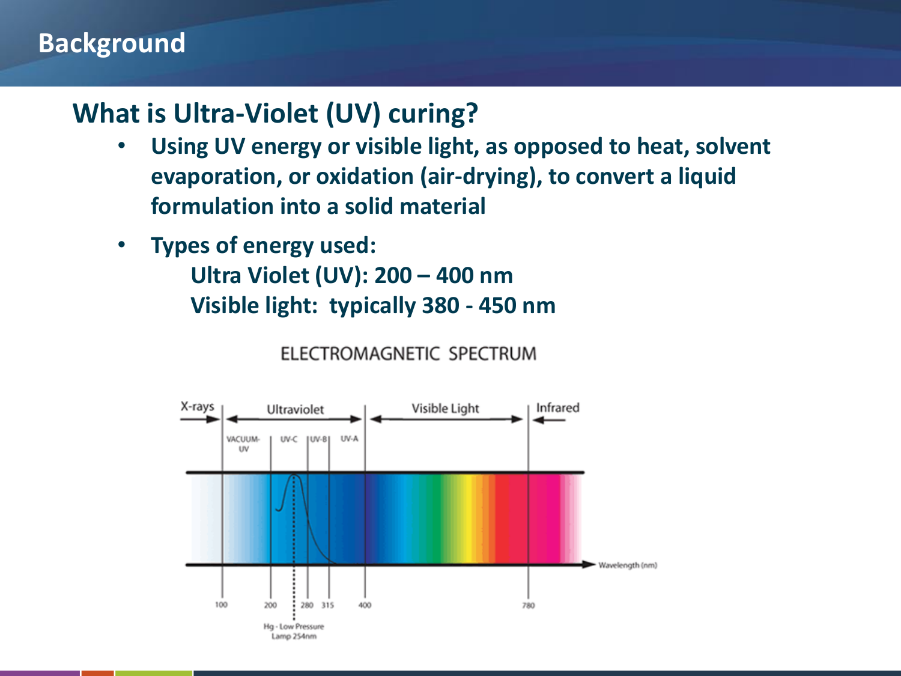# Background

## What is Ultra-Violet (UV) curing?

- Using UV energy or visible light, as opposed to heat, solvent evaporation, or oxidation (air-drying), to convert a liquid formulation into a solid material
- Types of energy used:
  - Ultra Violet (UV): 200 – 400 nm
  - Visible light: typically 380 - 450 nm

ELECTROMAGNETIC SPECTRUM

X-rays | Ultraviolet | Visible Light | Infrared

VACUUM-UV | UV-C | UV-B | UV-A

Wavelength (nm)

100 | 200 | 280 | 315 | 400 | 780

Hg - Low Pressure Lamp 254nm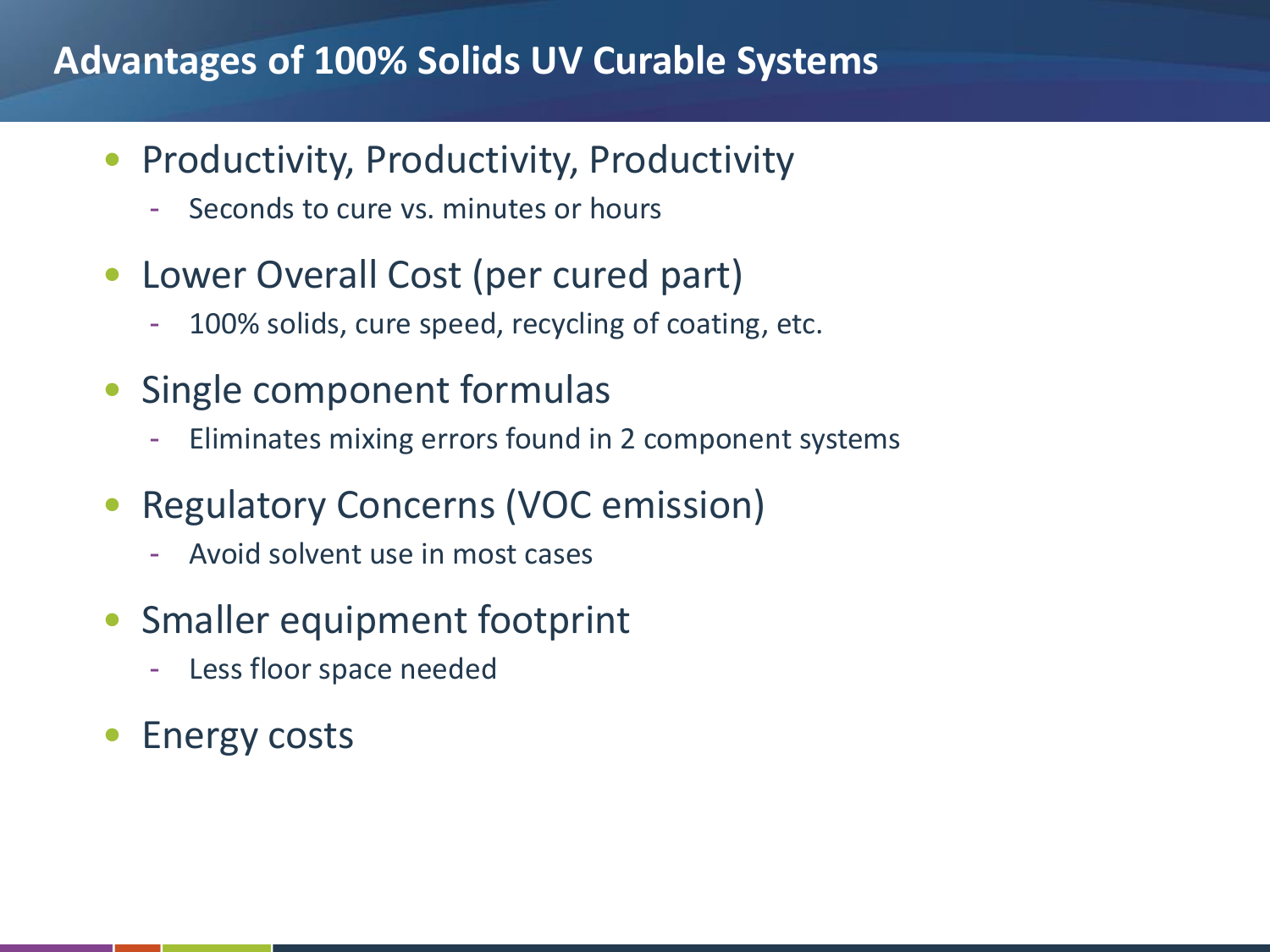# Advantages of 100% Solids UV Curable Systems

- Productivity, Productivity, Productivity
  - Seconds to cure vs. minutes or hours
- Lower Overall Cost (per cured part)
  - 100% solids, cure speed, recycling of coating, etc.
- Single component formulas
  - Eliminates mixing errors found in 2 component systems
- Regulatory Concerns (VOC emission)
  - Avoid solvent use in most cases
- Smaller equipment footprint
  - Less floor space needed
- Energy costs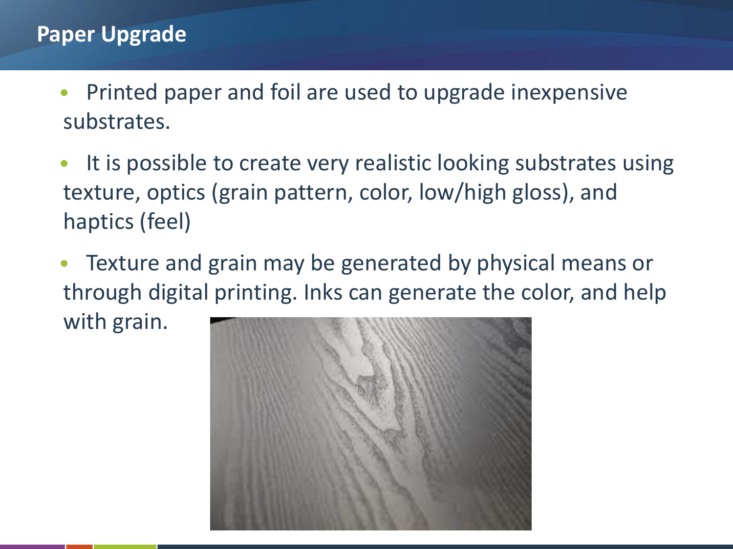## Paper Upgrade

- Printed paper and foil are used to upgrade inexpensive substrates.
- It is possible to create very realistic looking substrates using texture, optics (grain pattern, color, low/high gloss), and haptics (feel)
- Texture and grain may be generated by physical means or through digital printing. Inks can generate the color, and help with grain.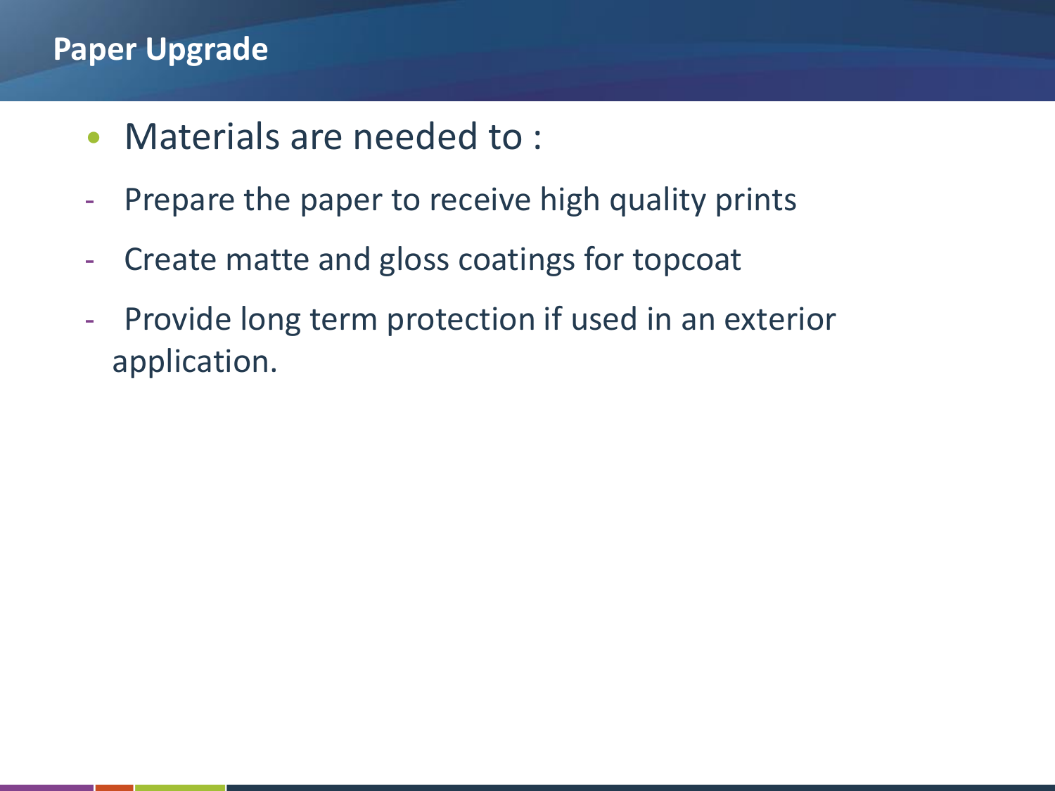# Paper Upgrade

- Materials are needed to :
  - Prepare the paper to receive high quality prints
  - Create matte and gloss coatings for topcoat
  - Provide long term protection if used in an exterior application.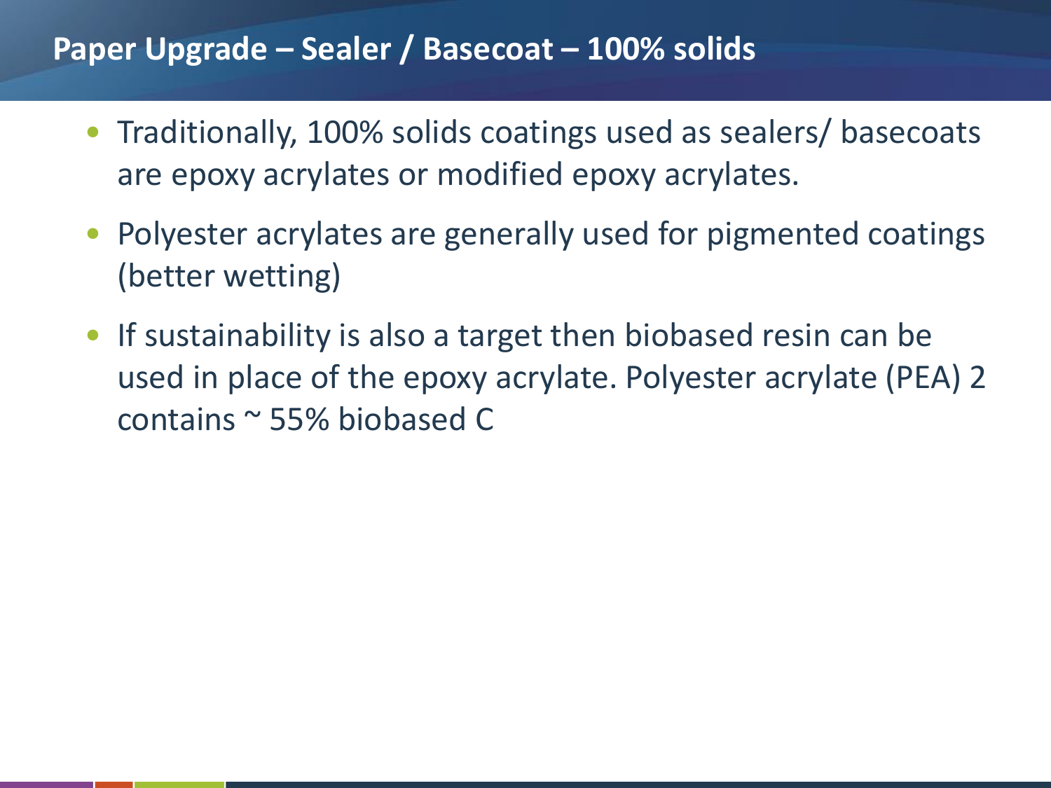# Paper Upgrade – Sealer / Basecoat – 100% solids

- Traditionally, 100% solids coatings used as sealers/ basecoats are epoxy acrylates or modified epoxy acrylates.
- Polyester acrylates are generally used for pigmented coatings (better wetting)
- If sustainability is also a target then biobased resin can be used in place of the epoxy acrylate. Polyester acrylate (PEA) 2 contains ~ 55% biobased C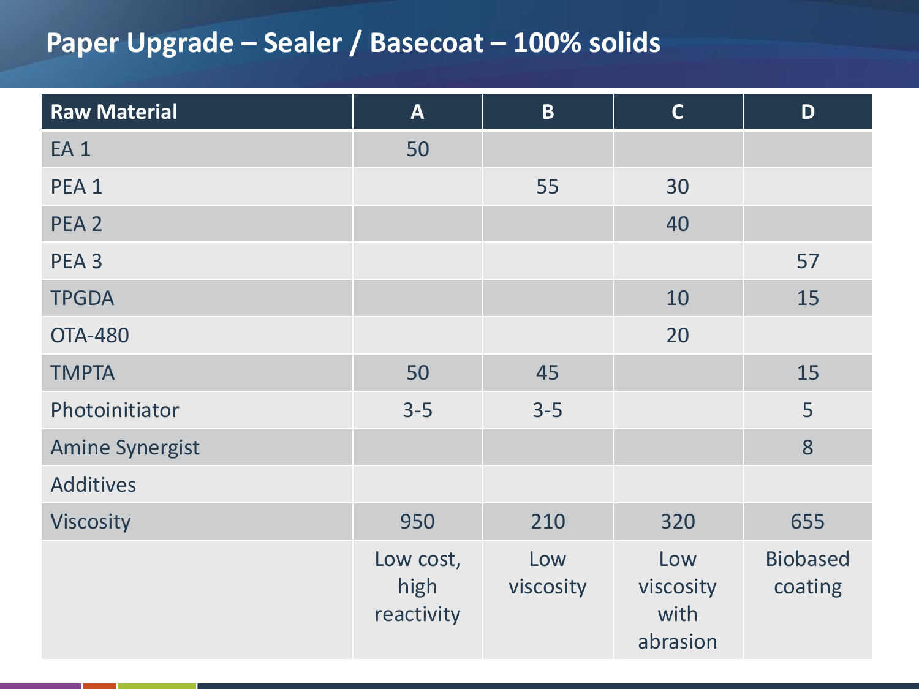# Paper Upgrade – Sealer / Basecoat – 100% solids

| Raw Material | A | B | C | D |
|---|---|---|---|---|
| EA 1 | 50 | | | |
| PEA 1 | | 55 | 30 | |
| PEA 2 | | | 40 | |
| PEA 3 | | | | 57 |
| TPGDA | | | 10 | 15 |
| OTA-480 | | | 20 | |
| TMPTA | 50 | 45 | | 15 |
| Photoinitiator | 3-5 | 3-5 | | 5 |
| Amine Synergist | | | | 8 |
| Additives | | | | |
| Viscosity | 950 | 210 | 320 | 655 |
| | Low cost, high reactivity | Low viscosity | Low viscosity with abrasion | Biobased coating |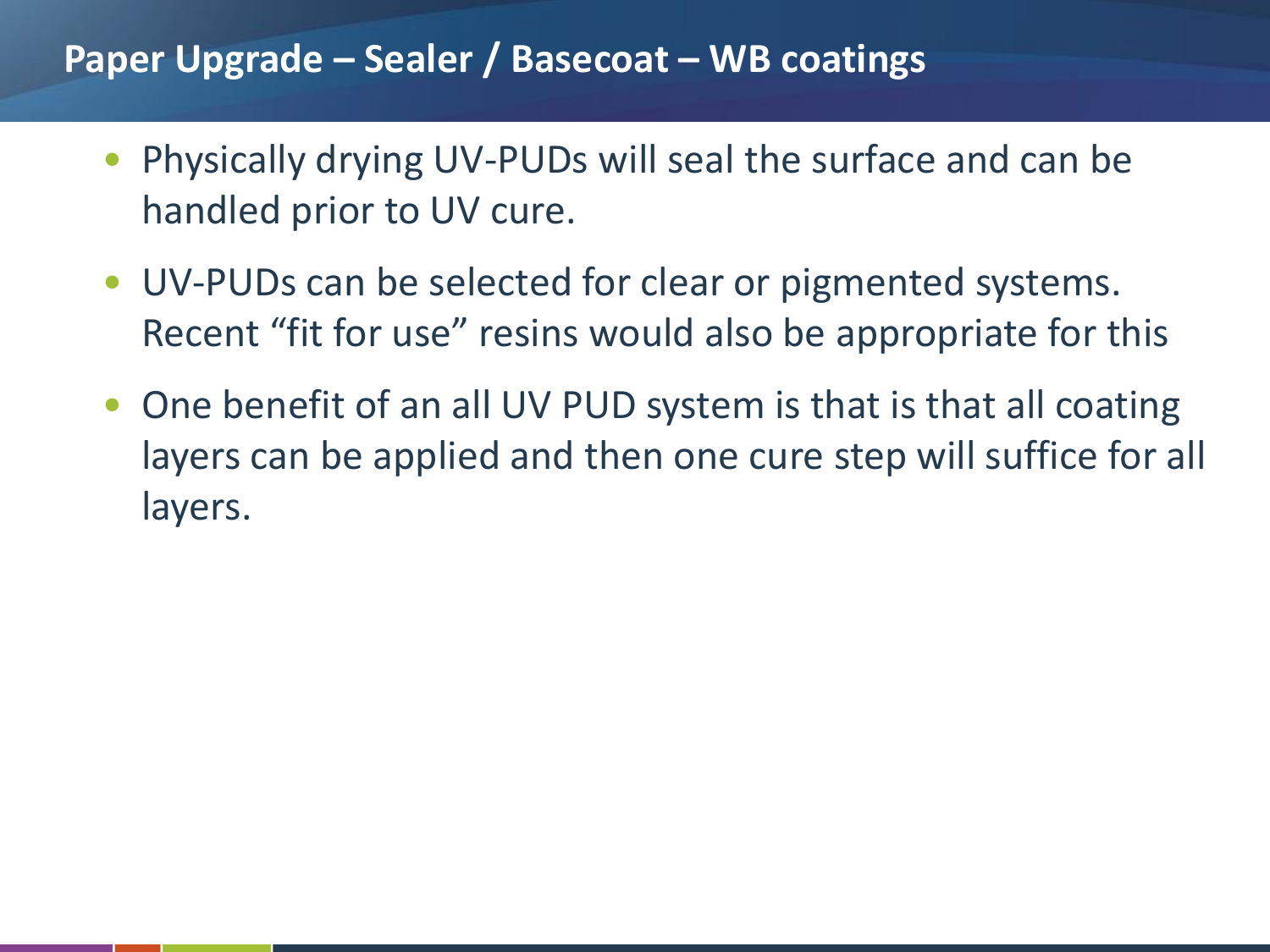# Paper Upgrade – Sealer / Basecoat – WB coatings

- Physically drying UV-PUDs will seal the surface and can be handled prior to UV cure.
- UV-PUDs can be selected for clear or pigmented systems. Recent "fit for use" resins would also be appropriate for this
- One benefit of an all UV PUD system is that is that all coating layers can be applied and then one cure step will suffice for all layers.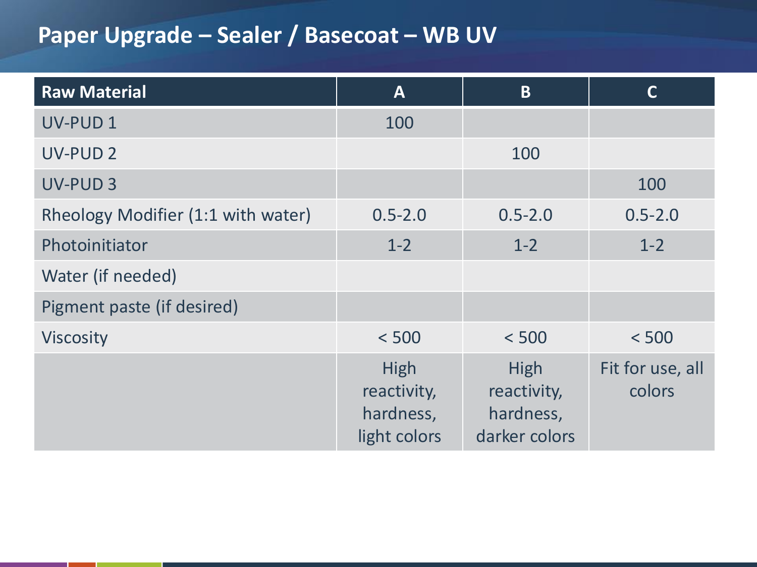# Paper Upgrade – Sealer / Basecoat – WB UV

| Raw Material | A | B | C |
|---|---|---|---|
| UV-PUD 1 | 100 | | |
| UV-PUD 2 | | 100 | |
| UV-PUD 3 | | | 100 |
| Rheology Modifier (1:1 with water) | 0.5-2.0 | 0.5-2.0 | 0.5-2.0 |
| Photoinitiator | 1-2 | 1-2 | 1-2 |
| Water (if needed) | | | |
| Pigment paste (if desired) | | | |
| Viscosity | < 500 | < 500 | < 500 |
| | High reactivity, hardness, light colors | High reactivity, hardness, darker colors | Fit for use, all colors |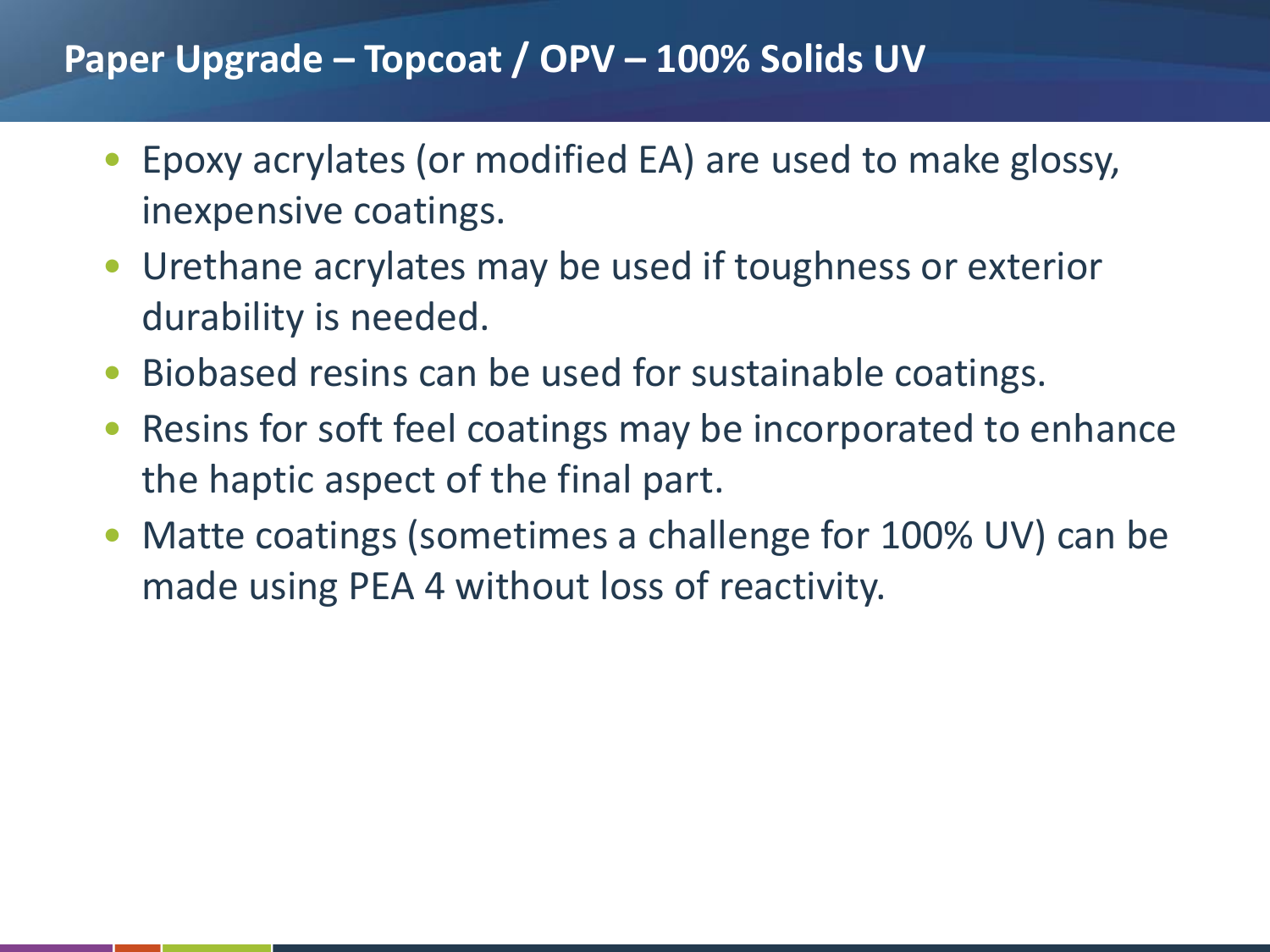## Paper Upgrade – Topcoat / OPV – 100% Solids UV

- Epoxy acrylates (or modified EA) are used to make glossy, inexpensive coatings.
- Urethane acrylates may be used if toughness or exterior durability is needed.
- Biobased resins can be used for sustainable coatings.
- Resins for soft feel coatings may be incorporated to enhance the haptic aspect of the final part.
- Matte coatings (sometimes a challenge for 100% UV) can be made using PEA 4 without loss of reactivity.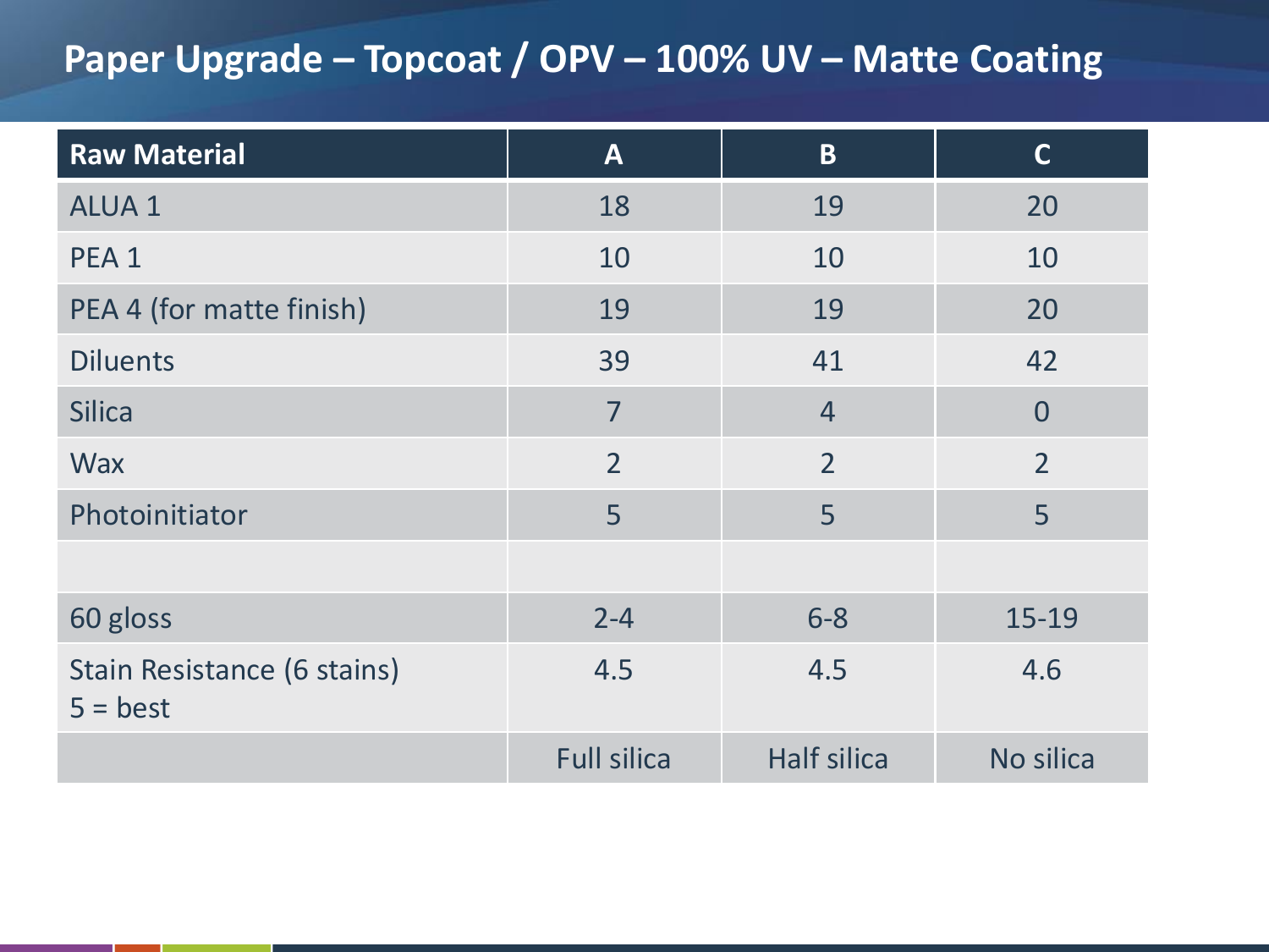# Paper Upgrade – Topcoat / OPV – 100% UV – Matte Coating

| Raw Material | A | B | C |
|---|---|---|---|
| ALUA 1 | 18 | 19 | 20 |
| PEA 1 | 10 | 10 | 10 |
| PEA 4 (for matte finish) | 19 | 19 | 20 |
| Diluents | 39 | 41 | 42 |
| Silica | 7 | 4 | 0 |
| Wax | 2 | 2 | 2 |
| Photoinitiator | 5 | 5 | 5 |
| | | | |
| 60 gloss | 2-4 | 6-8 | 15-19 |
| Stain Resistance (6 stains) 5 = best | 4.5 | 4.5 | 4.6 |
| | Full silica | Half silica | No silica |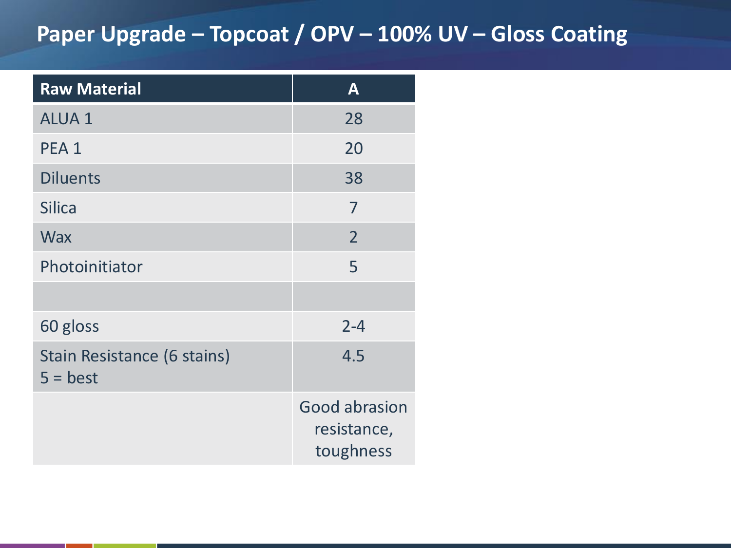# Paper Upgrade – Topcoat / OPV – 100% UV – Gloss Coating

| Raw Material | A |
| --- | --- |
| ALUA 1 | 28 |
| PEA 1 | 20 |
| Diluents | 38 |
| Silica | 7 |
| Wax | 2 |
| Photoinitiator | 5 |
| | |
| 60 gloss | 2-4 |
| Stain Resistance (6 stains) 5 = best | 4.5 |
| | Good abrasion resistance, toughness |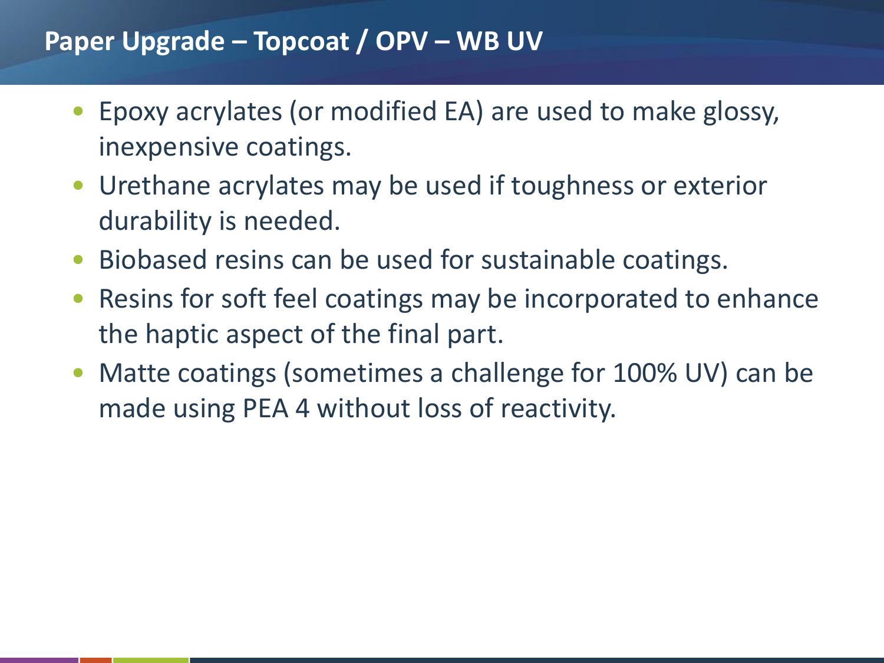## Paper Upgrade – Topcoat / OPV – WB UV

- Epoxy acrylates (or modified EA) are used to make glossy, inexpensive coatings.
- Urethane acrylates may be used if toughness or exterior durability is needed.
- Biobased resins can be used for sustainable coatings.
- Resins for soft feel coatings may be incorporated to enhance the haptic aspect of the final part.
- Matte coatings (sometimes a challenge for 100% UV) can be made using PEA 4 without loss of reactivity.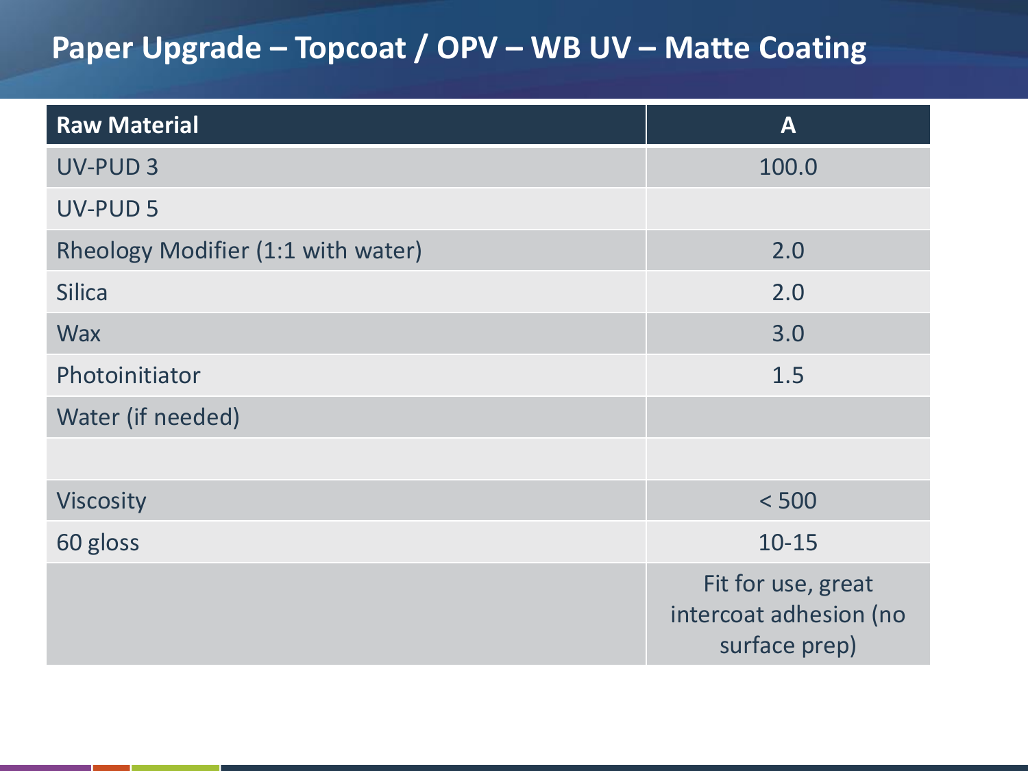# Paper Upgrade – Topcoat / OPV – WB UV – Matte Coating

| Raw Material | A |
|---|---|
| UV-PUD 3 | 100.0 |
| UV-PUD 5 | |
| Rheology Modifier (1:1 with water) | 2.0 |
| Silica | 2.0 |
| Wax | 3.0 |
| Photoinitiator | 1.5 |
| Water (if needed) | |
| | |
| Viscosity | < 500 |
| 60 gloss | 10-15 |
| | Fit for use, great intercoat adhesion (no surface prep) |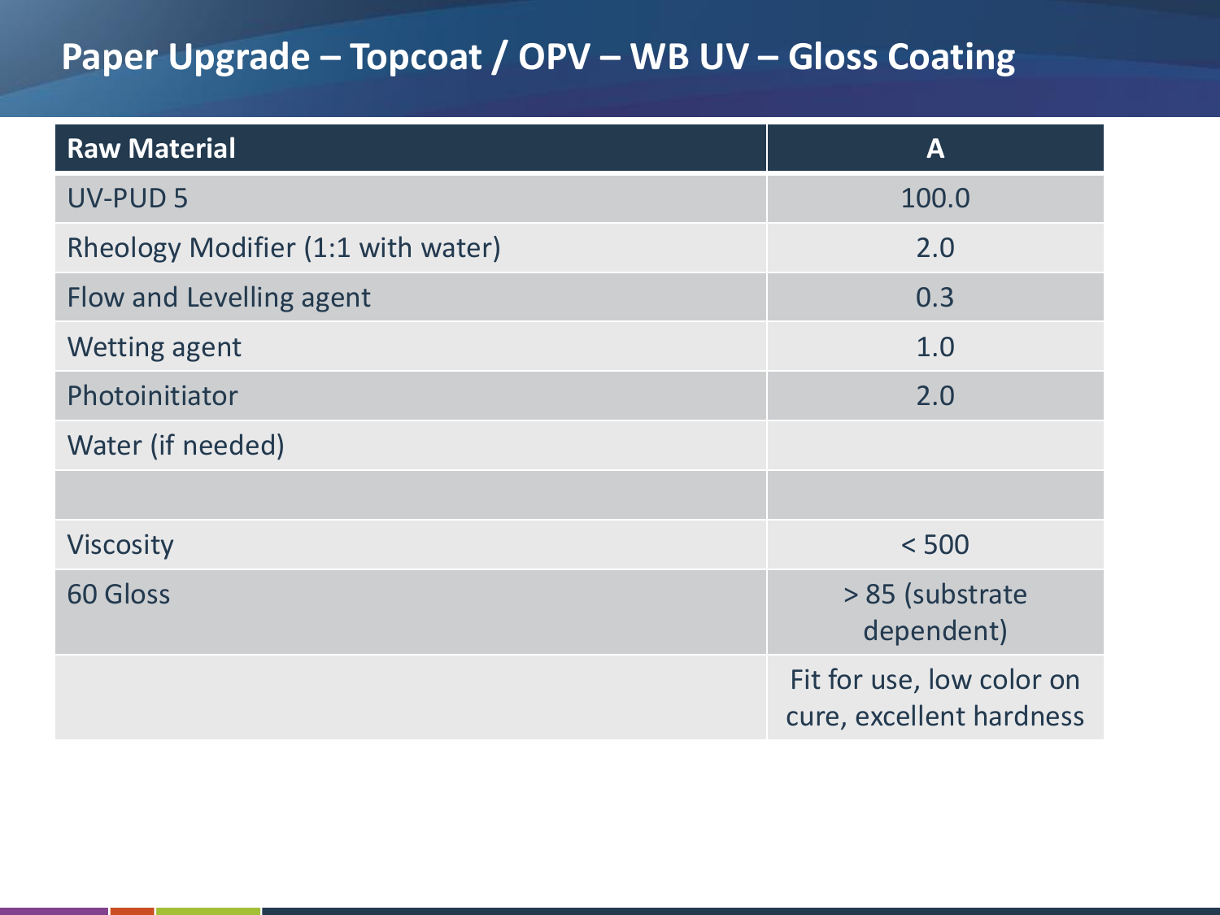# Paper Upgrade – Topcoat / OPV – WB UV – Gloss Coating

| Raw Material | A |
|---|---|
| UV-PUD 5 | 100.0 |
| Rheology Modifier (1:1 with water) | 2.0 |
| Flow and Levelling agent | 0.3 |
| Wetting agent | 1.0 |
| Photoinitiator | 2.0 |
| Water (if needed) | |
| | |
| Viscosity | < 500 |
| 60 Gloss | > 85 (substrate dependent) |
| | Fit for use, low color on cure, excellent hardness |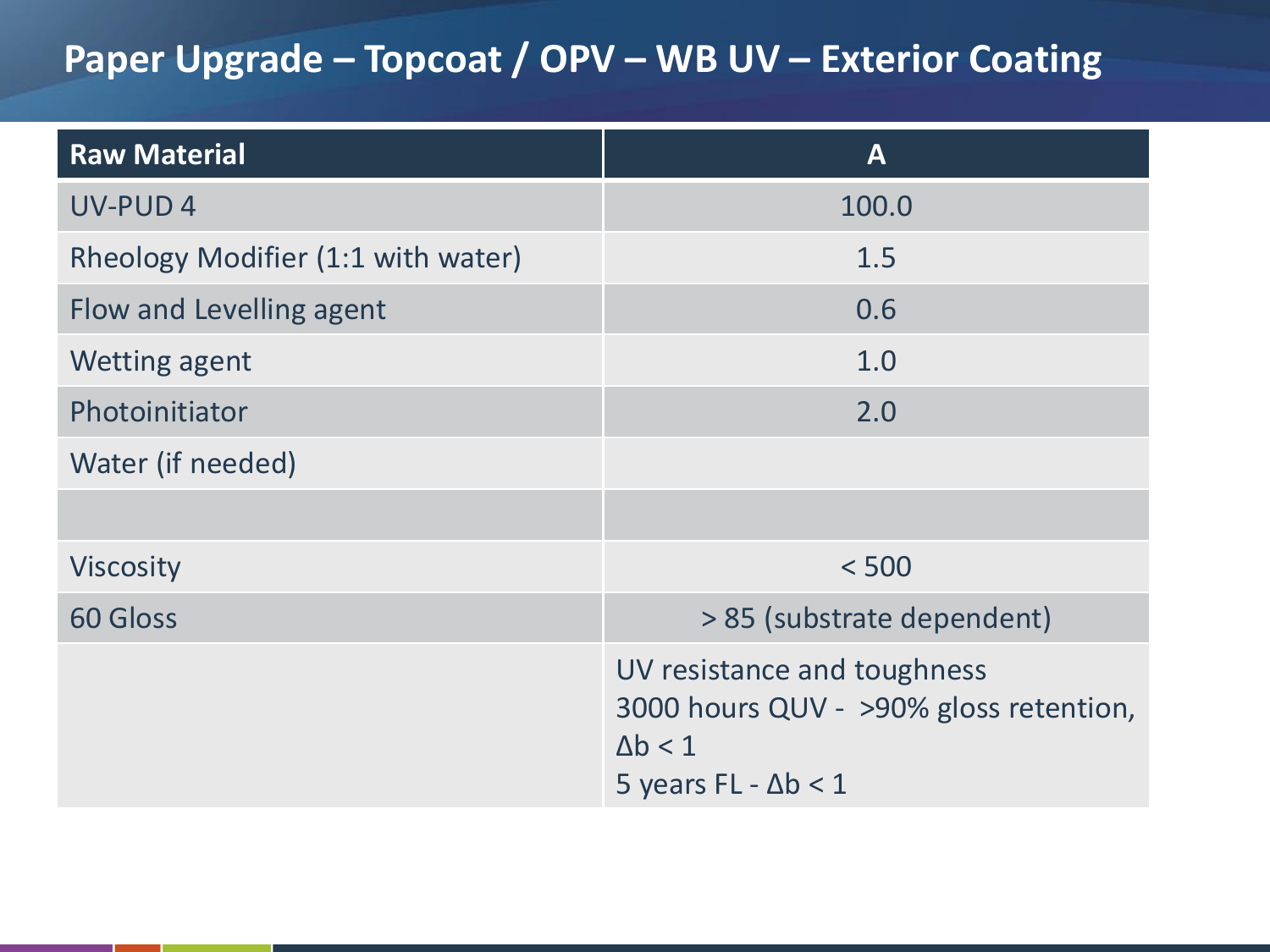# Paper Upgrade – Topcoat / OPV – WB UV – Exterior Coating

| Raw Material | A |
|---|---|
| UV-PUD 4 | 100.0 |
| Rheology Modifier (1:1 with water) | 1.5 |
| Flow and Levelling agent | 0.6 |
| Wetting agent | 1.0 |
| Photoinitiator | 2.0 |
| Water (if needed) | |
| | |
| Viscosity | < 500 |
| 60 Gloss | > 85 (substrate dependent) |
| | UV resistance and toughness<br>3000 hours QUV - >90% gloss retention, $\Delta b < 1$<br>5 years FL - $\Delta b < 1$ |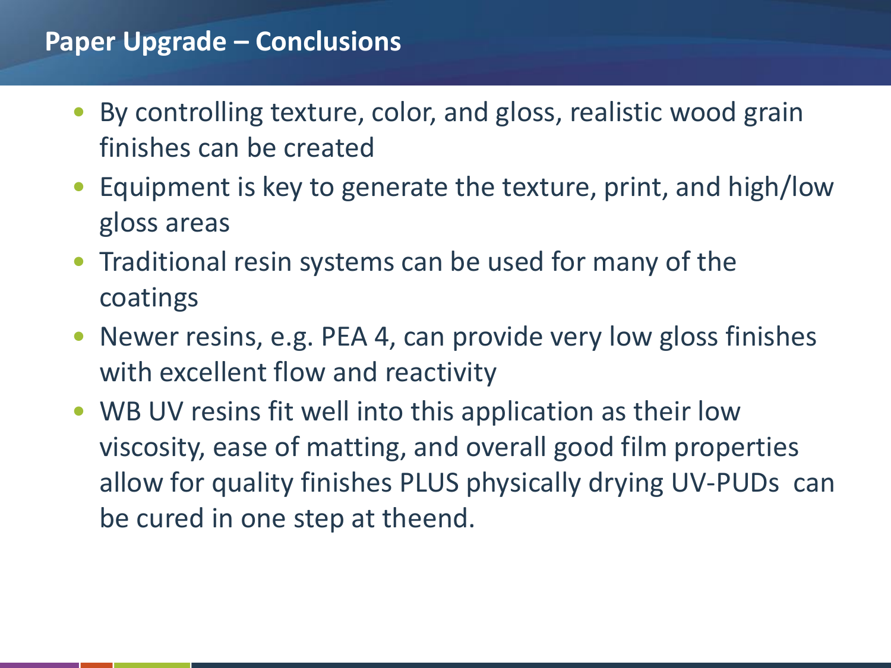# Paper Upgrade – Conclusions

- By controlling texture, color, and gloss, realistic wood grain finishes can be created
- Equipment is key to generate the texture, print, and high/low gloss areas
- Traditional resin systems can be used for many of the coatings
- Newer resins, e.g. PEA 4, can provide very low gloss finishes with excellent flow and reactivity
- WB UV resins fit well into this application as their low viscosity, ease of matting, and overall good film properties allow for quality finishes PLUS physically drying UV-PUDs can be cured in one step at theend.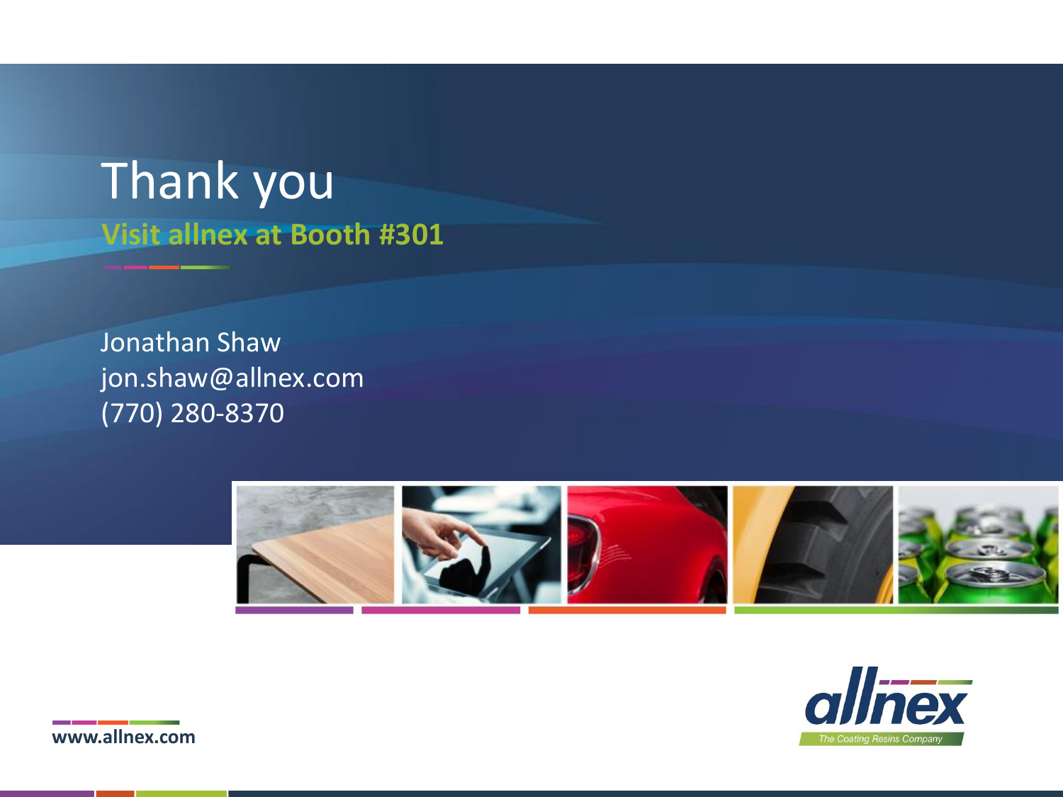# Thank you

**Visit allnex at Booth #301**

Jonathan Shaw
jon.shaw@allnex.com
(770) 280-8370

www.allnex.com

allnex
The Coating Resins Company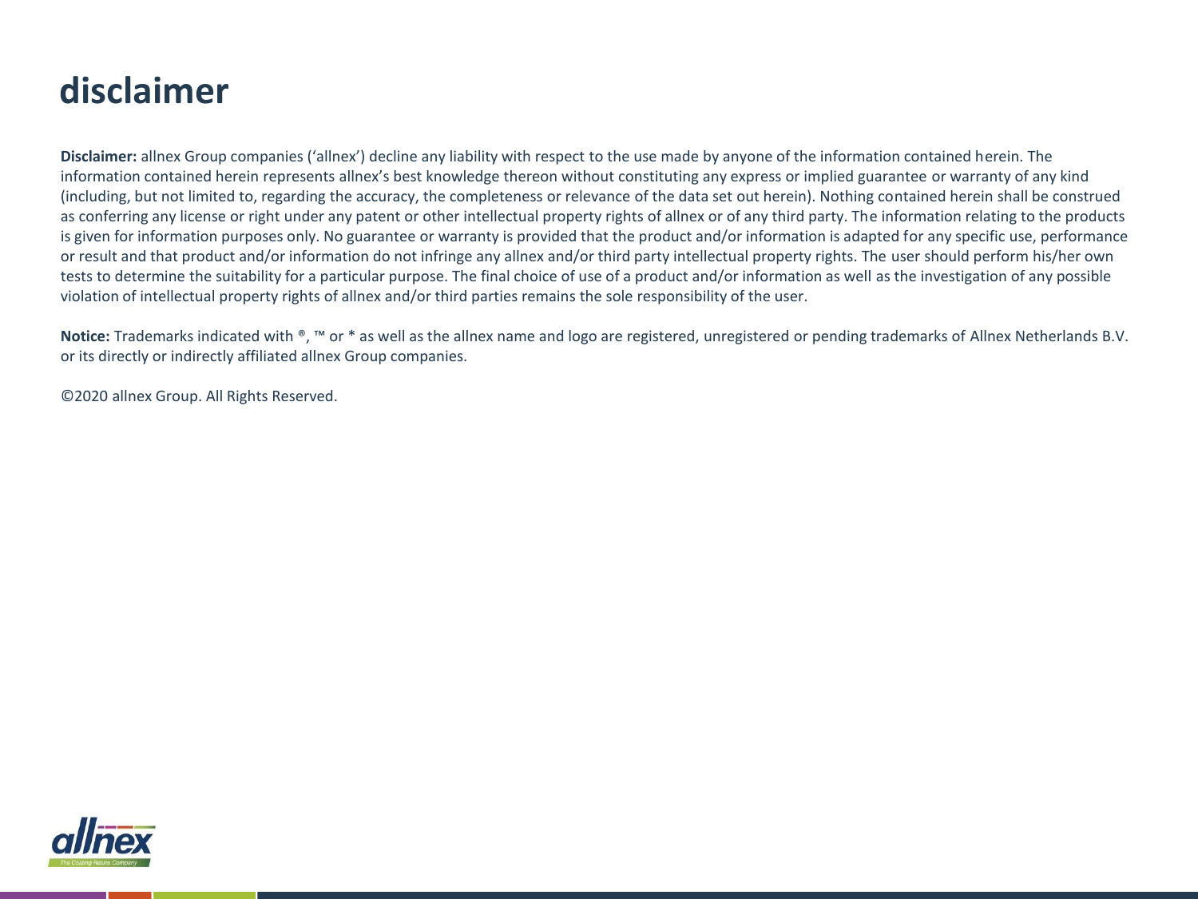# disclaimer

**Disclaimer:** allnex Group companies ('allnex') decline any liability with respect to the use made by anyone of the information contained herein. The information contained herein represents allnex's best knowledge thereon without constituting any express or implied guarantee or warranty of any kind (including, but not limited to, regarding the accuracy, the completeness or relevance of the data set out herein). Nothing contained herein shall be construed as conferring any license or right under any patent or other intellectual property rights of allnex or of any third party. The information relating to the products is given for information purposes only. No guarantee or warranty is provided that the product and/or information is adapted for any specific use, performance or result and that product and/or information do not infringe any allnex and/or third party intellectual property rights. The user should perform his/her own tests to determine the suitability for a particular purpose. The final choice of use of a product and/or information as well as the investigation of any possible violation of intellectual property rights of allnex and/or third parties remains the sole responsibility of the user.

**Notice:** Trademarks indicated with ®, ™ or * as well as the allnex name and logo are registered, unregistered or pending trademarks of Allnex Netherlands B.V. or its directly or indirectly affiliated allnex Group companies.

©2020 allnex Group. All Rights Reserved.